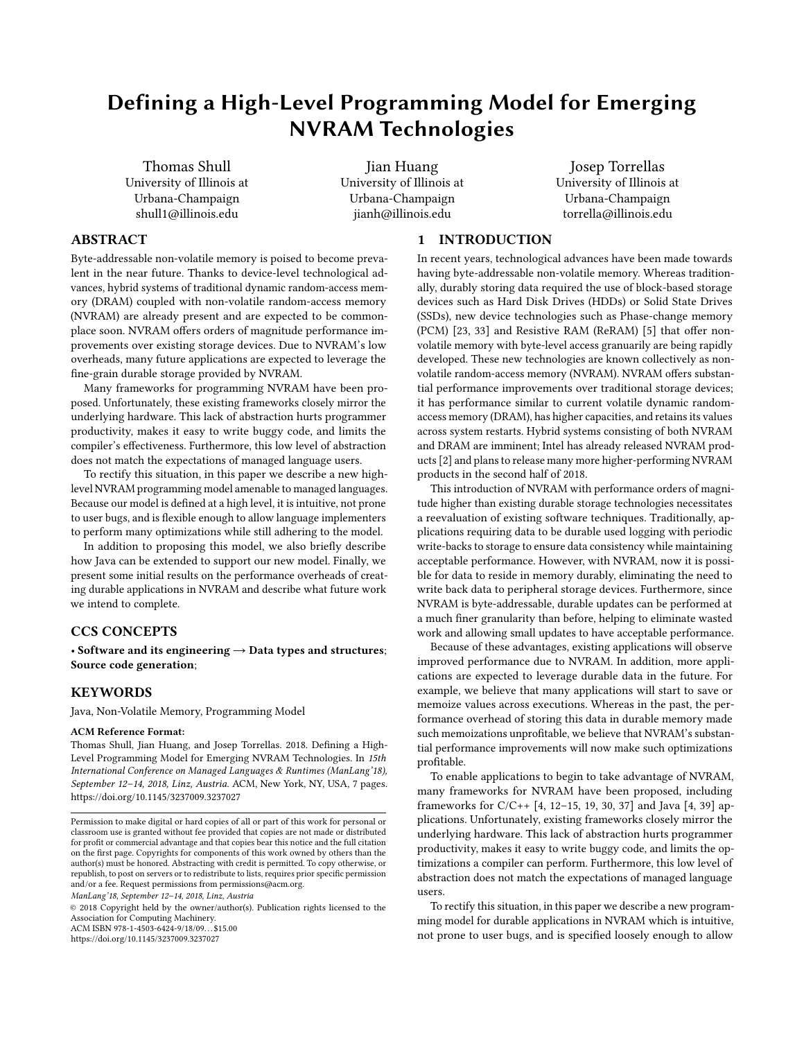# Defining a High-Level Programming Model for Emerging NVRAM Technologies

Thomas Shull
University of Illinois at Urbana-Champaign
shull1@illinois.edu

Jian Huang
University of Illinois at Urbana-Champaign
jianh@illinois.edu

Josep Torrellas
University of Illinois at Urbana-Champaign
torrella@illinois.edu

## ABSTRACT

Byte-addressable non-volatile memory is poised to become prevalent in the near future. Thanks to device-level technological advances, hybrid systems of traditional dynamic random-access memory (DRAM) coupled with non-volatile random-access memory (NVRAM) are already present and are expected to be commonplace soon. NVRAM offers orders of magnitude performance improvements over existing storage devices. Due to NVRAM's low overheads, many future applications are expected to leverage the fine-grain durable storage provided by NVRAM.

Many frameworks for programming NVRAM have been proposed. Unfortunately, these existing frameworks closely mirror the underlying hardware. This lack of abstraction hurts programmer productivity, makes it easy to write buggy code, and limits the compiler's effectiveness. Furthermore, this low level of abstraction does not match the expectations of managed language users.

To rectify this situation, in this paper we describe a new high-level NVRAM programming model amenable to managed languages. Because our model is defined at a high level, it is intuitive, not prone to user bugs, and is flexible enough to allow language implementers to perform many optimizations while still adhering to the model.

In addition to proposing this model, we also briefly describe how Java can be extended to support our new model. Finally, we present some initial results on the performance overheads of creating durable applications in NVRAM and describe what future work we intend to complete.

## CCS CONCEPTS

• **Software and its engineering → Data types and structures**; **Source code generation**;

## KEYWORDS

Java, Non-Volatile Memory, Programming Model

**ACM Reference Format:**
Thomas Shull, Jian Huang, and Josep Torrellas. 2018. Defining a High-Level Programming Model for Emerging NVRAM Technologies. In *15th International Conference on Managed Languages & Runtimes (ManLang'18), September 12–14, 2018, Linz, Austria.* ACM, New York, NY, USA, 7 pages. https://doi.org/10.1145/3237009.3237027

Permission to make digital or hard copies of all or part of this work for personal or classroom use is granted without fee provided that copies are not made or distributed for profit or commercial advantage and that copies bear this notice and the full citation on the first page. Copyrights for components of this work owned by others than the author(s) must be honored. Abstracting with credit is permitted. To copy otherwise, or republish, to post on servers or to redistribute to lists, requires prior specific permission and/or a fee. Request permissions from permissions@acm.org.
*ManLang'18, September 12–14, 2018, Linz, Austria*
© 2018 Copyright held by the owner/author(s). Publication rights licensed to the Association for Computing Machinery.
ACM ISBN 978-1-4503-6424-9/18/09…$15.00
https://doi.org/10.1145/3237009.3237027

## 1 INTRODUCTION

In recent years, technological advances have been made towards having byte-addressable non-volatile memory. Whereas traditionally, durably storing data required the use of block-based storage devices such as Hard Disk Drives (HDDs) or Solid State Drives (SSDs), new device technologies such as Phase-change memory (PCM) [23, 33] and Resistive RAM (ReRAM) [5] that offer non-volatile memory with byte-level access granuarily are being rapidly developed. These new technologies are known collectively as non-volatile random-access memory (NVRAM). NVRAM offers substantial performance improvements over traditional storage devices; it has performance similar to current volatile dynamic random-access memory (DRAM), has higher capacities, and retains its values across system restarts. Hybrid systems consisting of both NVRAM and DRAM are imminent; Intel has already released NVRAM products [2] and plans to release many more higher-performing NVRAM products in the second half of 2018.

This introduction of NVRAM with performance orders of magnitude higher than existing durable storage technologies necessitates a reevaluation of existing software techniques. Traditionally, applications requiring data to be durable used logging with periodic write-backs to storage to ensure data consistency while maintaining acceptable performance. However, with NVRAM, now it is possible for data to reside in memory durably, eliminating the need to write back data to peripheral storage devices. Furthermore, since NVRAM is byte-addressable, durable updates can be performed at a much finer granularity than before, helping to eliminate wasted work and allowing small updates to have acceptable performance.

Because of these advantages, existing applications will observe improved performance due to NVRAM. In addition, more applications are expected to leverage durable data in the future. For example, we believe that many applications will start to save or memoize values across executions. Whereas in the past, the performance overhead of storing this data in durable memory made such memoizations unprofitable, we believe that NVRAM's substantial performance improvements will now make such optimizations profitable.

To enable applications to begin to take advantage of NVRAM, many frameworks for NVRAM have been proposed, including frameworks for C/C++ [4, 12–15, 19, 30, 37] and Java [4, 39] applications. Unfortunately, existing frameworks closely mirror the underlying hardware. This lack of abstraction hurts programmer productivity, makes it easy to write buggy code, and limits the optimizations a compiler can perform. Furthermore, this low level of abstraction does not match the expectations of managed language users.

To rectify this situation, in this paper we describe a new programming model for durable applications in NVRAM which is intuitive, not prone to user bugs, and is specified loosely enough to allow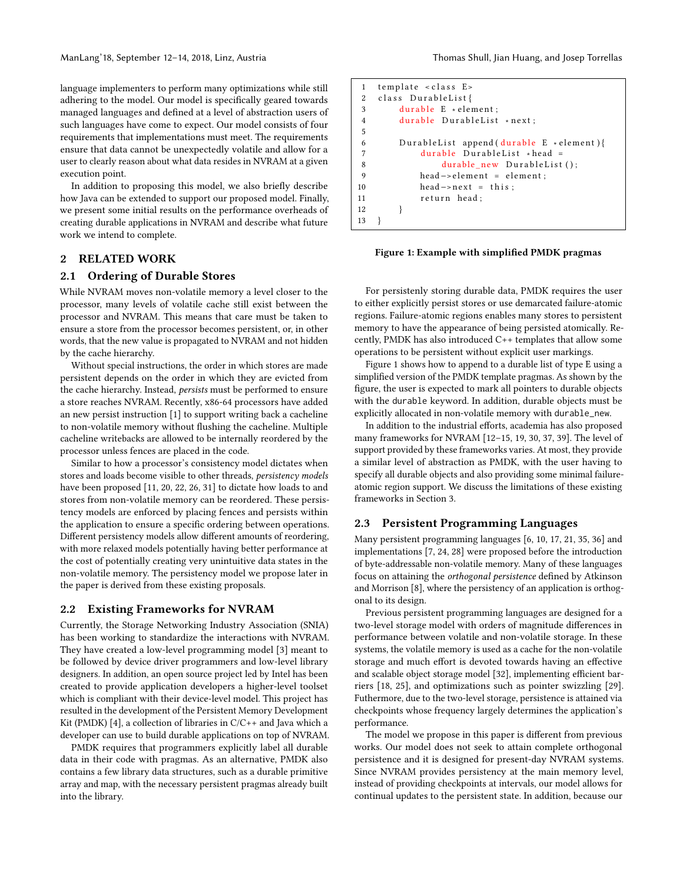language implementers to perform many optimizations while still adhering to the model. Our model is specifically geared towards managed languages and defined at a level of abstraction users of such languages have come to expect. Our model consists of four requirements that implementations must meet. The requirements ensure that data cannot be unexpectedly volatile and allow for a user to clearly reason about what data resides in NVRAM at a given execution point.

In addition to proposing this model, we also briefly describe how Java can be extended to support our proposed model. Finally, we present some initial results on the performance overheads of creating durable applications in NVRAM and describe what future work we intend to complete.

## 2 RELATED WORK

### 2.1 Ordering of Durable Stores

While NVRAM moves non-volatile memory a level closer to the processor, many levels of volatile cache still exist between the processor and NVRAM. This means that care must be taken to ensure a store from the processor becomes persistent, or, in other words, that the new value is propagated to NVRAM and not hidden by the cache hierarchy.

Without special instructions, the order in which stores are made persistent depends on the order in which they are evicted from the cache hierarchy. Instead, *persists* must be performed to ensure a store reaches NVRAM. Recently, x86-64 processors have added an new persist instruction [1] to support writing back a cacheline to non-volatile memory without flushing the cacheline. Multiple cacheline writebacks are allowed to be internally reordered by the processor unless fences are placed in the code.

Similar to how a processor's consistency model dictates when stores and loads become visible to other threads, *persistency models* have been proposed [11, 20, 22, 26, 31] to dictate how loads to and stores from non-volatile memory can be reordered. These persistency models are enforced by placing fences and persists within the application to ensure a specific ordering between operations. Different persistency models allow different amounts of reordering, with more relaxed models potentially having better performance at the cost of potentially creating very unintuitive data states in the non-volatile memory. The persistency model we propose later in the paper is derived from these existing proposals.

### 2.2 Existing Frameworks for NVRAM

Currently, the Storage Networking Industry Association (SNIA) has been working to standardize the interactions with NVRAM. They have created a low-level programming model [3] meant to be followed by device driver programmers and low-level library designers. In addition, an open source project led by Intel has been created to provide application developers a higher-level toolset which is compliant with their device-level model. This project has resulted in the development of the Persistent Memory Development Kit (PMDK) [4], a collection of libraries in C/C++ and Java which a developer can use to build durable applications on top of NVRAM.

PMDK requires that programmers explicitly label all durable data in their code with pragmas. As an alternative, PMDK also contains a few library data structures, such as a durable primitive array and map, with the necessary persistent pragmas already built into the library.

```
1  template <class E>
2  class DurableList{
3      durable E *element;
4      durable DurableList *next;
5
6      DurableList append(durable E *element){
7          durable DurableList *head =
8              durable_new DurableList();
9          head->element = element;
10         head->next = this;
11         return head;
12     }
13 }
```

**Figure 1: Example with simplified PMDK pragmas**

For persistenly storing durable data, PMDK requires the user to either explicitly persist stores or use demarcated failure-atomic regions. Failure-atomic regions enables many stores to persistent memory to have the appearance of being persisted atomically. Recently, PMDK has also introduced C++ templates that allow some operations to be persistent without explicit user markings.

Figure 1 shows how to append to a durable list of type E using a simplified version of the PMDK template pragmas. As shown by the figure, the user is expected to mark all pointers to durable objects with the `durable` keyword. In addition, durable objects must be explicitly allocated in non-volatile memory with `durable_new`.

In addition to the industrial efforts, academia has also proposed many frameworks for NVRAM [12–15, 19, 30, 37, 39]. The level of support provided by these frameworks varies. At most, they provide a similar level of abstraction as PMDK, with the user having to specify all durable objects and also providing some minimal failure-atomic region support. We discuss the limitations of these existing frameworks in Section 3.

### 2.3 Persistent Programming Languages

Many persistent programming languages [6, 10, 17, 21, 35, 36] and implementations [7, 24, 28] were proposed before the introduction of byte-addressable non-volatile memory. Many of these languages focus on attaining the *orthogonal persistence* defined by Atkinson and Morrison [8], where the persistency of an application is orthogonal to its design.

Previous persistent programming languages are designed for a two-level storage model with orders of magnitude differences in performance between volatile and non-volatile storage. In these systems, the volatile memory is used as a cache for the non-volatile storage and much effort is devoted towards having an effective and scalable object storage model [32], implementing efficient barriers [18, 25], and optimizations such as pointer swizzling [29]. Futhermore, due to the two-level storage, persistence is attained via checkpoints whose frequency largely determines the application's performance.

The model we propose in this paper is different from previous works. Our model does not seek to attain complete orthogonal persistence and it is designed for present-day NVRAM systems. Since NVRAM provides persistency at the main memory level, instead of providing checkpoints at intervals, our model allows for continual updates to the persistent state. In addition, because our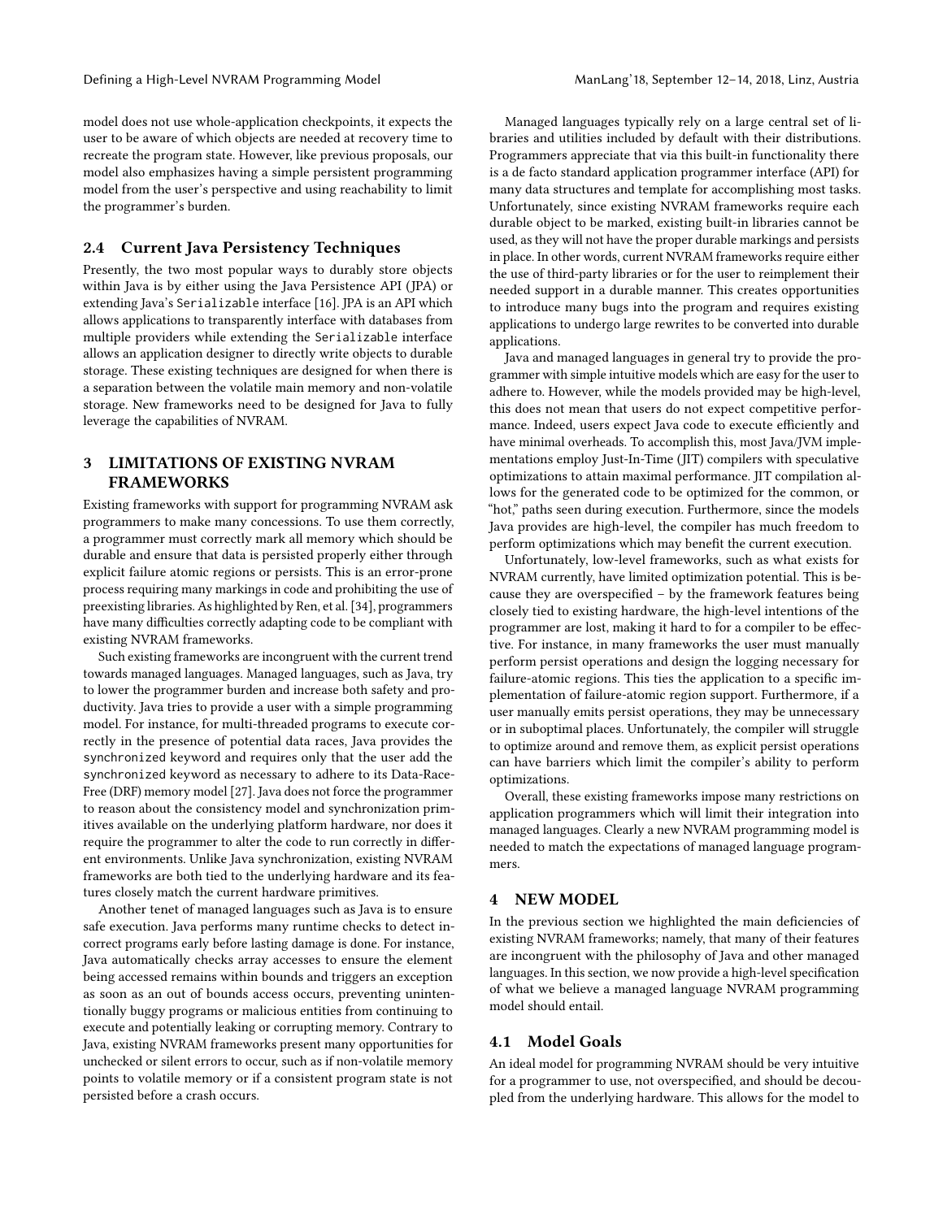model does not use whole-application checkpoints, it expects the user to be aware of which objects are needed at recovery time to recreate the program state. However, like previous proposals, our model also emphasizes having a simple persistent programming model from the user's perspective and using reachability to limit the programmer's burden.

### 2.4 Current Java Persistency Techniques

Presently, the two most popular ways to durably store objects within Java is by either using the Java Persistence API (JPA) or extending Java's `Serializable` interface [16]. JPA is an API which allows applications to transparently interface with databases from multiple providers while extending the `Serializable` interface allows an application designer to directly write objects to durable storage. These existing techniques are designed for when there is a separation between the volatile main memory and non-volatile storage. New frameworks need to be designed for Java to fully leverage the capabilities of NVRAM.

## 3 LIMITATIONS OF EXISTING NVRAM FRAMEWORKS

Existing frameworks with support for programming NVRAM ask programmers to make many concessions. To use them correctly, a programmer must correctly mark all memory which should be durable and ensure that data is persisted properly either through explicit failure atomic regions or persists. This is an error-prone process requiring many markings in code and prohibiting the use of preexisting libraries. As highlighted by Ren, et al. [34], programmers have many difficulties correctly adapting code to be compliant with existing NVRAM frameworks.

Such existing frameworks are incongruent with the current trend towards managed languages. Managed languages, such as Java, try to lower the programmer burden and increase both safety and productivity. Java tries to provide a user with a simple programming model. For instance, for multi-threaded programs to execute correctly in the presence of potential data races, Java provides the `synchronized` keyword and requires only that the user add the `synchronized` keyword as necessary to adhere to its Data-Race-Free (DRF) memory model [27]. Java does not force the programmer to reason about the consistency model and synchronization primitives available on the underlying platform hardware, nor does it require the programmer to alter the code to run correctly in different environments. Unlike Java synchronization, existing NVRAM frameworks are both tied to the underlying hardware and its features closely match the current hardware primitives.

Another tenet of managed languages such as Java is to ensure safe execution. Java performs many runtime checks to detect incorrect programs early before lasting damage is done. For instance, Java automatically checks array accesses to ensure the element being accessed remains within bounds and triggers an exception as soon as an out of bounds access occurs, preventing unintentionally buggy programs or malicious entities from continuing to execute and potentially leaking or corrupting memory. Contrary to Java, existing NVRAM frameworks present many opportunities for unchecked or silent errors to occur, such as if non-volatile memory points to volatile memory or if a consistent program state is not persisted before a crash occurs.

Managed languages typically rely on a large central set of libraries and utilities included by default with their distributions. Programmers appreciate that via this built-in functionality there is a de facto standard application programmer interface (API) for many data structures and template for accomplishing most tasks. Unfortunately, since existing NVRAM frameworks require each durable object to be marked, existing built-in libraries cannot be used, as they will not have the proper durable markings and persists in place. In other words, current NVRAM frameworks require either the use of third-party libraries or for the user to reimplement their needed support in a durable manner. This creates opportunities to introduce many bugs into the program and requires existing applications to undergo large rewrites to be converted into durable applications.

Java and managed languages in general try to provide the programmer with simple intuitive models which are easy for the user to adhere to. However, while the models provided may be high-level, this does not mean that users do not expect competitive performance. Indeed, users expect Java code to execute efficiently and have minimal overheads. To accomplish this, most Java/JVM implementations employ Just-In-Time (JIT) compilers with speculative optimizations to attain maximal performance. JIT compilation allows for the generated code to be optimized for the common, or "hot," paths seen during execution. Furthermore, since the models Java provides are high-level, the compiler has much freedom to perform optimizations which may benefit the current execution.

Unfortunately, low-level frameworks, such as what exists for NVRAM currently, have limited optimization potential. This is because they are overspecified – by the framework features being closely tied to existing hardware, the high-level intentions of the programmer are lost, making it hard to for a compiler to be effective. For instance, in many frameworks the user must manually perform persist operations and design the logging necessary for failure-atomic regions. This ties the application to a specific implementation of failure-atomic region support. Furthermore, if a user manually emits persist operations, they may be unnecessary or in suboptimal places. Unfortunately, the compiler will struggle to optimize around and remove them, as explicit persist operations can have barriers which limit the compiler's ability to perform optimizations.

Overall, these existing frameworks impose many restrictions on application programmers which will limit their integration into managed languages. Clearly a new NVRAM programming model is needed to match the expectations of managed language programmers.

## 4 NEW MODEL

In the previous section we highlighted the main deficiencies of existing NVRAM frameworks; namely, that many of their features are incongruent with the philosophy of Java and other managed languages. In this section, we now provide a high-level specification of what we believe a managed language NVRAM programming model should entail.

### 4.1 Model Goals

An ideal model for programming NVRAM should be very intuitive for a programmer to use, not overspecified, and should be decoupled from the underlying hardware. This allows for the model to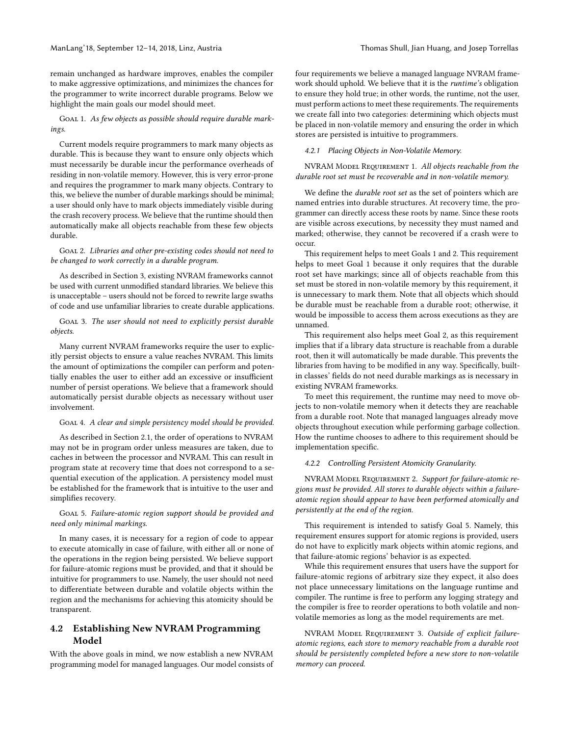remain unchanged as hardware improves, enables the compiler to make aggressive optimizations, and minimizes the chances for the programmer to write incorrect durable programs. Below we highlight the main goals our model should meet.

Goal 1. *As few objects as possible should require durable markings.*

Current models require programmers to mark many objects as durable. This is because they want to ensure only objects which must necessarily be durable incur the performance overheads of residing in non-volatile memory. However, this is very error-prone and requires the programmer to mark many objects. Contrary to this, we believe the number of durable markings should be minimal; a user should only have to mark objects immediately visible during the crash recovery process. We believe that the runtime should then automatically make all objects reachable from these few objects durable.

Goal 2. *Libraries and other pre-existing codes should not need to be changed to work correctly in a durable program.*

As described in Section 3, existing NVRAM frameworks cannot be used with current unmodified standard libraries. We believe this is unacceptable – users should not be forced to rewrite large swaths of code and use unfamiliar libraries to create durable applications.

Goal 3. *The user should not need to explicitly persist durable objects.*

Many current NVRAM frameworks require the user to explicitly persist objects to ensure a value reaches NVRAM. This limits the amount of optimizations the compiler can perform and potentially enables the user to either add an excessive or insufficient number of persist operations. We believe that a framework should automatically persist durable objects as necessary without user involvement.

Goal 4. *A clear and simple persistency model should be provided.*

As described in Section 2.1, the order of operations to NVRAM may not be in program order unless measures are taken, due to caches in between the processor and NVRAM. This can result in program state at recovery time that does not correspond to a sequential execution of the application. A persistency model must be established for the framework that is intuitive to the user and simplifies recovery.

Goal 5. *Failure-atomic region support should be provided and need only minimal markings.*

In many cases, it is necessary for a region of code to appear to execute atomically in case of failure, with either all or none of the operations in the region being persisted. We believe support for failure-atomic regions must be provided, and that it should be intuitive for programmers to use. Namely, the user should not need to differentiate between durable and volatile objects within the region and the mechanisms for achieving this atomicity should be transparent.

## 4.2 Establishing New NVRAM Programming Model

With the above goals in mind, we now establish a new NVRAM programming model for managed languages. Our model consists of four requirements we believe a managed language NVRAM framework should uphold. We believe that it is the *runtime's* obligation to ensure they hold true; in other words, the runtime, not the user, must perform actions to meet these requirements. The requirements we create fall into two categories: determining which objects must be placed in non-volatile memory and ensuring the order in which stores are persisted is intuitive to programmers.

### 4.2.1 Placing Objects in Non-Volatile Memory.

NVRAM Model Requirement 1. *All objects reachable from the durable root set must be recoverable and in non-volatile memory.*

We define the *durable root set* as the set of pointers which are named entries into durable structures. At recovery time, the programmer can directly access these roots by name. Since these roots are visible across executions, by necessity they must named and marked; otherwise, they cannot be recovered if a crash were to occur.

This requirement helps to meet Goals 1 and 2. This requirement helps to meet Goal 1 because it only requires that the durable root set have markings; since all of objects reachable from this set must be stored in non-volatile memory by this requirement, it is unnecessary to mark them. Note that all objects which should be durable must be reachable from a durable root; otherwise, it would be impossible to access them across executions as they are unnamed.

This requirement also helps meet Goal 2, as this requirement implies that if a library data structure is reachable from a durable root, then it will automatically be made durable. This prevents the libraries from having to be modified in any way. Specifically, built-in classes' fields do not need durable markings as is necessary in existing NVRAM frameworks.

To meet this requirement, the runtime may need to move objects to non-volatile memory when it detects they are reachable from a durable root. Note that managed languages already move objects throughout execution while performing garbage collection. How the runtime chooses to adhere to this requirement should be implementation specific.

### 4.2.2 Controlling Persistent Atomicity Granularity.

NVRAM Model Requirement 2. *Support for failure-atomic regions must be provided. All stores to durable objects within a failure-atomic region should appear to have been performed atomically and persistently at the end of the region.*

This requirement is intended to satisfy Goal 5. Namely, this requirement ensures support for atomic regions is provided, users do not have to explicitly mark objects within atomic regions, and that failure-atomic regions' behavior is as expected.

While this requirement ensures that users have the support for failure-atomic regions of arbitrary size they expect, it also does not place unnecessary limitations on the language runtime and compiler. The runtime is free to perform any logging strategy and the compiler is free to reorder operations to both volatile and non-volatile memories as long as the model requirements are met.

NVRAM Model Requirement 3. *Outside of explicit failure-atomic regions, each store to memory reachable from a durable root should be persistently completed before a new store to non-volatile memory can proceed.*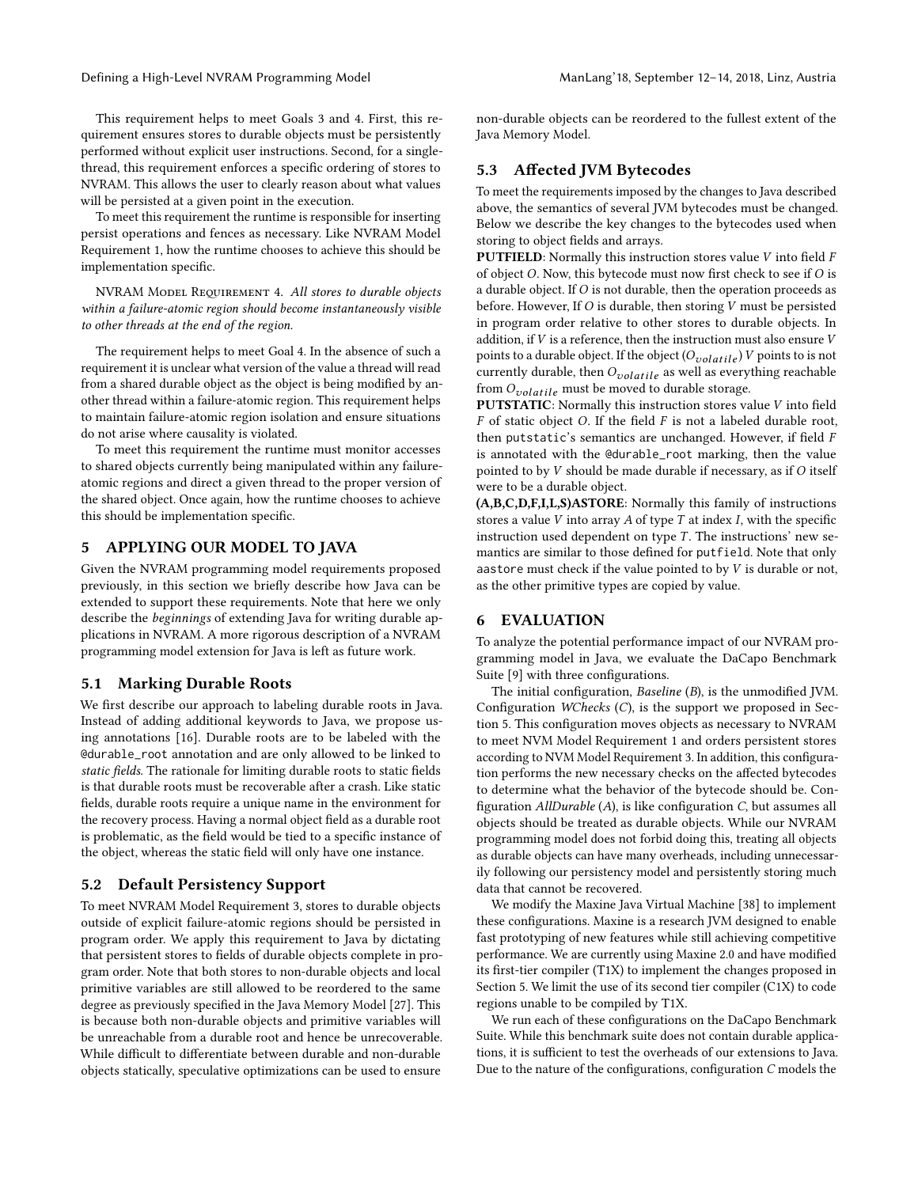This requirement helps to meet Goals 3 and 4. First, this requirement ensures stores to durable objects must be persistently performed without explicit user instructions. Second, for a single-thread, this requirement enforces a specific ordering of stores to NVRAM. This allows the user to clearly reason about what values will be persisted at a given point in the execution.

To meet this requirement the runtime is responsible for inserting persist operations and fences as necessary. Like NVRAM Model Requirement 1, how the runtime chooses to achieve this should be implementation specific.

NVRAM Model Requirement 4. *All stores to durable objects within a failure-atomic region should become instantaneously visible to other threads at the end of the region.*

The requirement helps to meet Goal 4. In the absence of such a requirement it is unclear what version of the value a thread will read from a shared durable object as the object is being modified by another thread within a failure-atomic region. This requirement helps to maintain failure-atomic region isolation and ensure situations do not arise where causality is violated.

To meet this requirement the runtime must monitor accesses to shared objects currently being manipulated within any failure-atomic regions and direct a given thread to the proper version of the shared object. Once again, how the runtime chooses to achieve this should be implementation specific.

## 5 APPLYING OUR MODEL TO JAVA

Given the NVRAM programming model requirements proposed previously, in this section we briefly describe how Java can be extended to support these requirements. Note that here we only describe the *beginnings* of extending Java for writing durable applications in NVRAM. A more rigorous description of a NVRAM programming model extension for Java is left as future work.

### 5.1 Marking Durable Roots

We first describe our approach to labeling durable roots in Java. Instead of adding additional keywords to Java, we propose using annotations [16]. Durable roots are to be labeled with the `@durable_root` annotation and are only allowed to be linked to *static fields*. The rationale for limiting durable roots to static fields is that durable roots must be recoverable after a crash. Like static fields, durable roots require a unique name in the environment for the recovery process. Having a normal object field as a durable root is problematic, as the field would be tied to a specific instance of the object, whereas the static field will only have one instance.

### 5.2 Default Persistency Support

To meet NVRAM Model Requirement 3, stores to durable objects outside of explicit failure-atomic regions should be persisted in program order. We apply this requirement to Java by dictating that persistent stores to fields of durable objects complete in program order. Note that both stores to non-durable objects and local primitive variables are still allowed to be reordered to the same degree as previously specified in the Java Memory Model [27]. This is because both non-durable objects and primitive variables will be unreachable from a durable root and hence be unrecoverable. While difficult to differentiate between durable and non-durable objects statically, speculative optimizations can be used to ensure non-durable objects can be reordered to the fullest extent of the Java Memory Model.

### 5.3 Affected JVM Bytecodes

To meet the requirements imposed by the changes to Java described above, the semantics of several JVM bytecodes must be changed. Below we describe the key changes to the bytecodes used when storing to object fields and arrays.

**PUTFIELD**: Normally this instruction stores value $V$ into field $F$ of object $O$. Now, this bytecode must now first check to see if $O$ is a durable object. If $O$ is not durable, then the operation proceeds as before. However, If $O$ is durable, then storing $V$ must be persisted in program order relative to other stores to durable objects. In addition, if $V$ is a reference, then the instruction must also ensure $V$ points to a durable object. If the object ($O_{volatile}$) $V$ points to is not currently durable, then $O_{volatile}$ as well as everything reachable from $O_{volatile}$ must be moved to durable storage.

**PUTSTATIC**: Normally this instruction stores value $V$ into field $F$ of static object $O$. If the field $F$ is not a labeled durable root, then `putstatic`'s semantics are unchanged. However, if field $F$ is annotated with the `@durable_root` marking, then the value pointed to by $V$ should be made durable if necessary, as if $O$ itself were to be a durable object.

**(A,B,C,D,F,I,L,S)ASTORE**: Normally this family of instructions stores a value $V$ into array $A$ of type $T$ at index $I$, with the specific instruction used dependent on type $T$. The instructions' new semantics are similar to those defined for `putfield`. Note that only `aastore` must check if the value pointed to by $V$ is durable or not, as the other primitive types are copied by value.

## 6 EVALUATION

To analyze the potential performance impact of our NVRAM programming model in Java, we evaluate the DaCapo Benchmark Suite [9] with three configurations.

The initial configuration, *Baseline* (*B*), is the unmodified JVM. Configuration *WChecks* (*C*), is the support we proposed in Section 5. This configuration moves objects as necessary to NVRAM to meet NVM Model Requirement 1 and orders persistent stores according to NVM Model Requirement 3. In addition, this configuration performs the new necessary checks on the affected bytecodes to determine what the behavior of the bytecode should be. Configuration *AllDurable* (*A*), is like configuration *C*, but assumes all objects should be treated as durable objects. While our NVRAM programming model does not forbid doing this, treating all objects as durable objects can have many overheads, including unnecessarily following our persistency model and persistently storing much data that cannot be recovered.

We modify the Maxine Java Virtual Machine [38] to implement these configurations. Maxine is a research JVM designed to enable fast prototyping of new features while still achieving competitive performance. We are currently using Maxine 2.0 and have modified its first-tier compiler (T1X) to implement the changes proposed in Section 5. We limit the use of its second tier compiler (C1X) to code regions unable to be compiled by T1X.

We run each of these configurations on the DaCapo Benchmark Suite. While this benchmark suite does not contain durable applications, it is sufficient to test the overheads of our extensions to Java. Due to the nature of the configurations, configuration *C* models the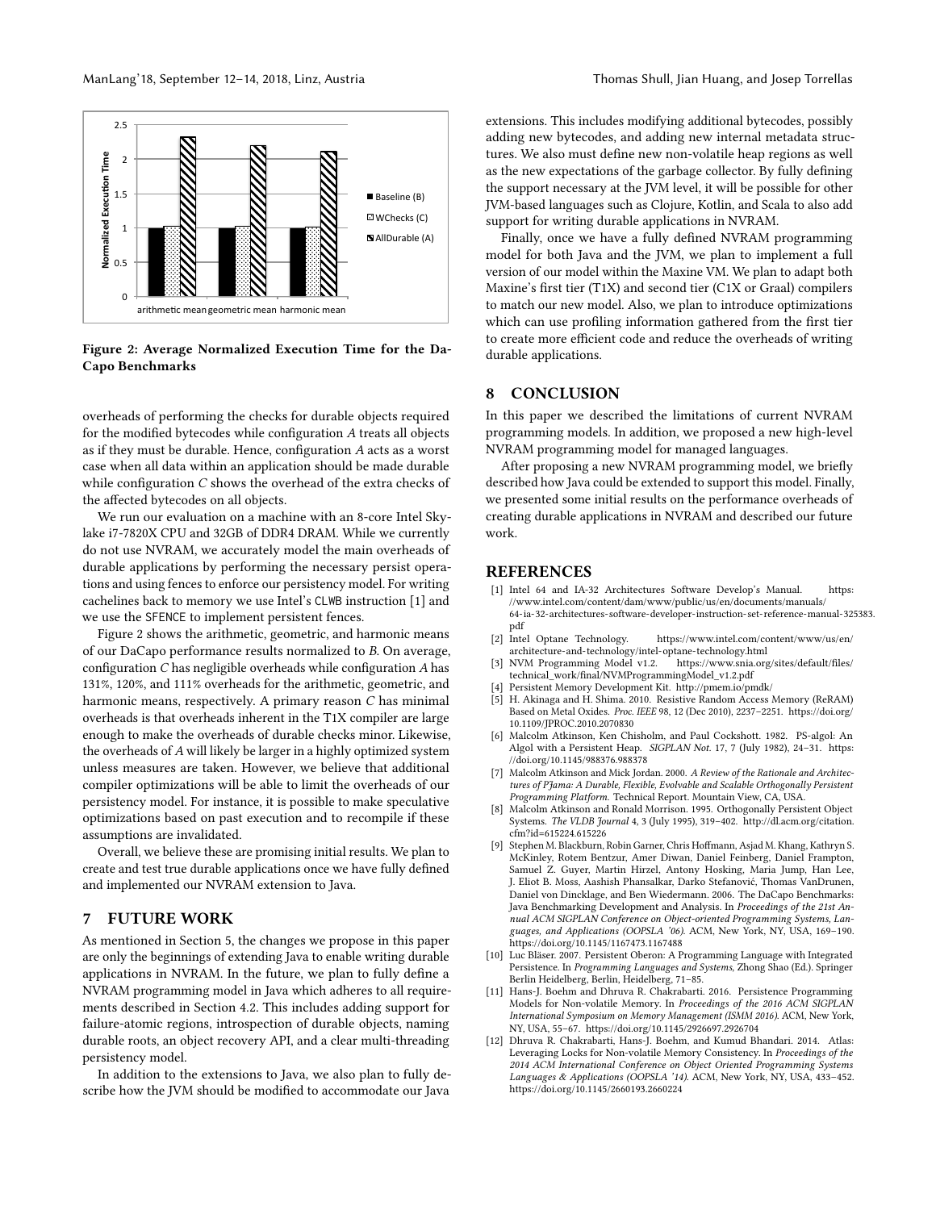2.5

2

1.5

1

0.5

0

Normalized Execution Time

arithmetic mean geometric mean harmonic mean

Baseline (B)

WChecks (C)

AllDurable (A)

**Figure 2: Average Normalized Execution Time for the DaCapo Benchmarks**

overheads of performing the checks for durable objects required for the modified bytecodes while configuration *A* treats all objects as if they must be durable. Hence, configuration *A* acts as a worst case when all data within an application should be made durable while configuration *C* shows the overhead of the extra checks of the affected bytecodes on all objects.

We run our evaluation on a machine with an 8-core Intel Skylake i7-7820X CPU and 32GB of DDR4 DRAM. While we currently do not use NVRAM, we accurately model the main overheads of durable applications by performing the necessary persist operations and using fences to enforce our persistency model. For writing cachelines back to memory we use Intel's `CLWB` instruction [1] and we use the `SFENCE` to implement persistent fences.

Figure 2 shows the arithmetic, geometric, and harmonic means of our DaCapo performance results normalized to *B*. On average, configuration *C* has negligible overheads while configuration *A* has 131%, 120%, and 111% overheads for the arithmetic, geometric, and harmonic means, respectively. A primary reason *C* has minimal overheads is that overheads inherent in the T1X compiler are large enough to make the overheads of durable checks minor. Likewise, the overheads of *A* will likely be larger in a highly optimized system unless measures are taken. However, we believe that additional compiler optimizations will be able to limit the overheads of our persistency model. For instance, it is possible to make speculative optimizations based on past execution and to recompile if these assumptions are invalidated.

Overall, we believe these are promising initial results. We plan to create and test true durable applications once we have fully defined and implemented our NVRAM extension to Java.

## 7 FUTURE WORK

As mentioned in Section 5, the changes we propose in this paper are only the beginnings of extending Java to enable writing durable applications in NVRAM. In the future, we plan to fully define a NVRAM programming model in Java which adheres to all requirements described in Section 4.2. This includes adding support for failure-atomic regions, introspection of durable objects, naming durable roots, an object recovery API, and a clear multi-threading persistency model.

In addition to the extensions to Java, we also plan to fully describe how the JVM should be modified to accommodate our Java extensions. This includes modifying additional bytecodes, possibly adding new bytecodes, and adding new internal metadata structures. We also must define new non-volatile heap regions as well as the new expectations of the garbage collector. By fully defining the support necessary at the JVM level, it will be possible for other JVM-based languages such as Clojure, Kotlin, and Scala to also add support for writing durable applications in NVRAM.

Finally, once we have a fully defined NVRAM programming model for both Java and the JVM, we plan to implement a full version of our model within the Maxine VM. We plan to adapt both Maxine's first tier (T1X) and second tier (C1X or Graal) compilers to match our new model. Also, we plan to introduce optimizations which can use profiling information gathered from the first tier to create more efficient code and reduce the overheads of writing durable applications.

## 8 CONCLUSION

In this paper we described the limitations of current NVRAM programming models. In addition, we proposed a new high-level NVRAM programming model for managed languages.

After proposing a new NVRAM programming model, we briefly described how Java could be extended to support this model. Finally, we presented some initial results on the performance overheads of creating durable applications in NVRAM and described our future work.

## REFERENCES

[1] Intel 64 and IA-32 Architectures Software Develop's Manual. https://www.intel.com/content/dam/www/public/us/en/documents/manuals/64-ia-32-architectures-software-developer-instruction-set-reference-manual-325383.pdf

[2] Intel Optane Technology. https://www.intel.com/content/www/us/en/architecture-and-technology/intel-optane-technology.html

[3] NVM Programming Model v1.2. https://www.snia.org/sites/default/files/technical_work/final/NVMProgrammingModel_v1.2.pdf

[4] Persistent Memory Development Kit. http://pmem.io/pmdk/

[5] H. Akinaga and H. Shima. 2010. Resistive Random Access Memory (ReRAM) Based on Metal Oxides. *Proc. IEEE* 98, 12 (Dec 2010), 2237–2251. https://doi.org/10.1109/JPROC.2010.2070830

[6] Malcolm Atkinson, Ken Chisholm, and Paul Cockshott. 1982. PS-algol: An Algol with a Persistent Heap. *SIGPLAN Not.* 17, 7 (July 1982), 24–31. https://doi.org/10.1145/988376.988378

[7] Malcolm Atkinson and Mick Jordan. 2000. *A Review of the Rationale and Architectures of PJama: A Durable, Flexible, Evolvable and Scalable Orthogonally Persistent Programming Platform.* Technical Report. Mountain View, CA, USA.

[8] Malcolm Atkinson and Ronald Morrison. 1995. Orthogonally Persistent Object Systems. *The VLDB Journal* 4, 3 (July 1995), 319–402. http://dl.acm.org/citation.cfm?id=615224.615226

[9] Stephen M. Blackburn, Robin Garner, Chris Hoffmann, Asjad M. Khang, Kathryn S. McKinley, Rotem Bentzur, Amer Diwan, Daniel Feinberg, Daniel Frampton, Samuel Z. Guyer, Martin Hirzel, Antony Hosking, Maria Jump, Han Lee, J. Eliot B. Moss, Aashish Phansalkar, Darko Stefanović, Thomas VanDrunen, Daniel von Dincklage, and Ben Wiedermann. 2006. The DaCapo Benchmarks: Java Benchmarking Development and Analysis. In *Proceedings of the 21st Annual ACM SIGPLAN Conference on Object-oriented Programming Systems, Languages, and Applications (OOPSLA '06).* ACM, New York, NY, USA, 169–190. https://doi.org/10.1145/1167473.1167488

[10] Luc Bläser. 2007. Persistent Oberon: A Programming Language with Integrated Persistence. In *Programming Languages and Systems*, Zhong Shao (Ed.). Springer Berlin Heidelberg, Berlin, Heidelberg, 71–85.

[11] Hans-J. Boehm and Dhruva R. Chakrabarti. 2016. Persistence Programming Models for Non-volatile Memory. In *Proceedings of the 2016 ACM SIGPLAN International Symposium on Memory Management (ISMM 2016).* ACM, New York, NY, USA, 55–67. https://doi.org/10.1145/2926697.2926704

[12] Dhruva R. Chakrabarti, Hans-J. Boehm, and Kumud Bhandari. 2014. Atlas: Leveraging Locks for Non-volatile Memory Consistency. In *Proceedings of the 2014 ACM International Conference on Object Oriented Programming Systems Languages & Applications (OOPSLA '14).* ACM, New York, NY, USA, 433–452. https://doi.org/10.1145/2660193.2660224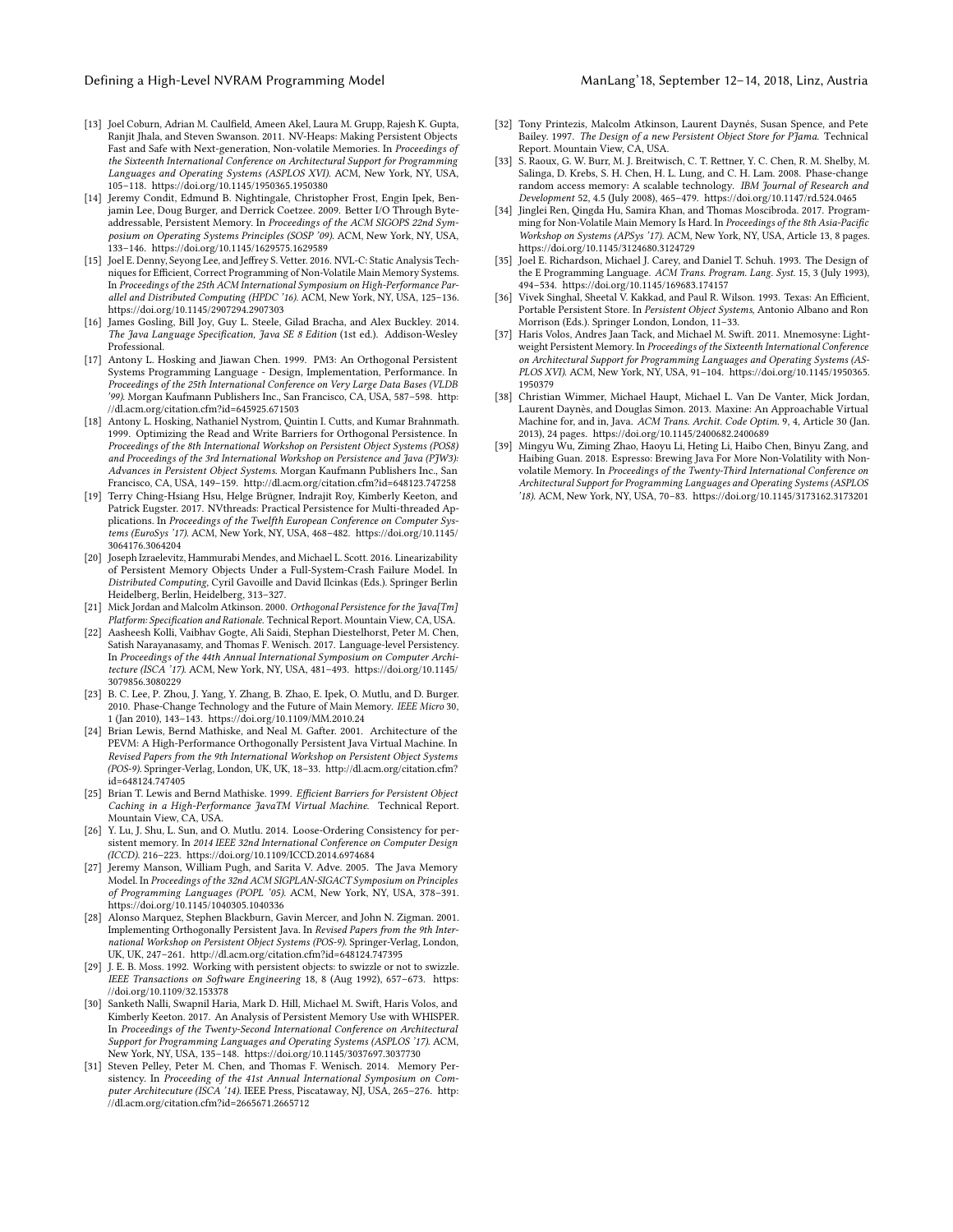- [13] Joel Coburn, Adrian M. Caulfield, Ameen Akel, Laura M. Grupp, Rajesh K. Gupta, Ranjit Jhala, and Steven Swanson. 2011. NV-Heaps: Making Persistent Objects Fast and Safe with Next-generation, Non-volatile Memories. In *Proceedings of the Sixteenth International Conference on Architectural Support for Programming Languages and Operating Systems (ASPLOS XVI)*. ACM, New York, NY, USA, 105–118. https://doi.org/10.1145/1950365.1950380
- [14] Jeremy Condit, Edmund B. Nightingale, Christopher Frost, Engin Ipek, Benjamin Lee, Doug Burger, and Derrick Coetzee. 2009. Better I/O Through Byte-addressable, Persistent Memory. In *Proceedings of the ACM SIGOPS 22nd Symposium on Operating Systems Principles (SOSP '09)*. ACM, New York, NY, USA, 133–146. https://doi.org/10.1145/1629575.1629589
- [15] Joel E. Denny, Seyong Lee, and Jeffrey S. Vetter. 2016. NVL-C: Static Analysis Techniques for Efficient, Correct Programming of Non-Volatile Main Memory Systems. In *Proceedings of the 25th ACM International Symposium on High-Performance Parallel and Distributed Computing (HPDC '16)*. ACM, New York, NY, USA, 125–136. https://doi.org/10.1145/2907294.2907303
- [16] James Gosling, Bill Joy, Guy L. Steele, Gilad Bracha, and Alex Buckley. 2014. *The Java Language Specification, Java SE 8 Edition* (1st ed.). Addison-Wesley Professional.
- [17] Antony L. Hosking and Jiawan Chen. 1999. PM3: An Orthogonal Persistent Systems Programming Language - Design, Implementation, Performance. In *Proceedings of the 25th International Conference on Very Large Data Bases (VLDB '99)*. Morgan Kaufmann Publishers Inc., San Francisco, CA, USA, 587–598. http://dl.acm.org/citation.cfm?id=645925.671503
- [18] Antony L. Hosking, Nathaniel Nystrom, Quintin I. Cutts, and Kumar Brahnmath. 1999. Optimizing the Read and Write Barriers for Orthogonal Persistence. In *Proceedings of the 8th International Workshop on Persistent Object Systems (POS8) and Proceedings of the 3rd International Workshop on Persistence and Java (PJW3): Advances in Persistent Object Systems*. Morgan Kaufmann Publishers Inc., San Francisco, CA, USA, 149–159. http://dl.acm.org/citation.cfm?id=648123.747258
- [19] Terry Ching-Hsiang Hsu, Helge Brügner, Indrajit Roy, Kimberly Keeton, and Patrick Eugster. 2017. NVthreads: Practical Persistence for Multi-threaded Applications. In *Proceedings of the Twelfth European Conference on Computer Systems (EuroSys '17)*. ACM, New York, NY, USA, 468–482. https://doi.org/10.1145/3064176.3064204
- [20] Joseph Izraelevitz, Hammurabi Mendes, and Michael L. Scott. 2016. Linearizability of Persistent Memory Objects Under a Full-System-Crash Failure Model. In *Distributed Computing*, Cyril Gavoille and David Ilcinkas (Eds.). Springer Berlin Heidelberg, Berlin, Heidelberg, 313–327.
- [21] Mick Jordan and Malcolm Atkinson. 2000. *Orthogonal Persistence for the Java[Tm] Platform: Specification and Rationale.* Technical Report. Mountain View, CA, USA.
- [22] Aasheesh Kolli, Vaibhav Gogte, Ali Saidi, Stephan Diestelhorst, Peter M. Chen, Satish Narayanasamy, and Thomas F. Wenisch. 2017. Language-level Persistency. In *Proceedings of the 44th Annual International Symposium on Computer Architecture (ISCA '17)*. ACM, New York, NY, USA, 481–493. https://doi.org/10.1145/3079856.3080229
- [23] B. C. Lee, P. Zhou, J. Yang, Y. Zhang, B. Zhao, E. Ipek, O. Mutlu, and D. Burger. 2010. Phase-Change Technology and the Future of Main Memory. *IEEE Micro* 30, 1 (Jan 2010), 143–143. https://doi.org/10.1109/MM.2010.24
- [24] Brian Lewis, Bernd Mathiske, and Neal M. Gafter. 2001. Architecture of the PEVM: A High-Performance Orthogonally Persistent Java Virtual Machine. In *Revised Papers from the 9th International Workshop on Persistent Object Systems (POS-9)*. Springer-Verlag, London, UK, UK, 18–33. http://dl.acm.org/citation.cfm?id=648124.747405
- [25] Brian T. Lewis and Bernd Mathiske. 1999. *Efficient Barriers for Persistent Object Caching in a High-Performance JavaTM Virtual Machine.* Technical Report. Mountain View, CA, USA.
- [26] Y. Lu, J. Shu, L. Sun, and O. Mutlu. 2014. Loose-Ordering Consistency for persistent memory. In *2014 IEEE 32nd International Conference on Computer Design (ICCD)*. 216–223. https://doi.org/10.1109/ICCD.2014.6974684
- [27] Jeremy Manson, William Pugh, and Sarita V. Adve. 2005. The Java Memory Model. In *Proceedings of the 32nd ACM SIGPLAN-SIGACT Symposium on Principles of Programming Languages (POPL '05)*. ACM, New York, NY, USA, 378–391. https://doi.org/10.1145/1040305.1040336
- [28] Alonso Marquez, Stephen Blackburn, Gavin Mercer, and John N. Zigman. 2001. Implementing Orthogonally Persistent Java. In *Revised Papers from the 9th International Workshop on Persistent Object Systems (POS-9)*. Springer-Verlag, London, UK, UK, 247–261. http://dl.acm.org/citation.cfm?id=648124.747395
- [29] J. E. B. Moss. 1992. Working with persistent objects: to swizzle or not to swizzle. *IEEE Transactions on Software Engineering* 18, 8 (Aug 1992), 657–673. https://doi.org/10.1109/32.153378
- [30] Sanketh Nalli, Swapnil Haria, Mark D. Hill, Michael M. Swift, Haris Volos, and Kimberly Keeton. 2017. An Analysis of Persistent Memory Use with WHISPER. In *Proceedings of the Twenty-Second International Conference on Architectural Support for Programming Languages and Operating Systems (ASPLOS '17)*. ACM, New York, NY, USA, 135–148. https://doi.org/10.1145/3037697.3037730
- [31] Steven Pelley, Peter M. Chen, and Thomas F. Wenisch. 2014. Memory Persistency. In *Proceeding of the 41st Annual International Symposium on Computer Architecuture (ISCA '14)*. IEEE Press, Piscataway, NJ, USA, 265–276. http://dl.acm.org/citation.cfm?id=2665671.2665712
- [32] Tony Printezis, Malcolm Atkinson, Laurent Daynès, Susan Spence, and Pete Bailey. 1997. *The Design of a new Persistent Object Store for PJama.* Technical Report. Mountain View, CA, USA.
- [33] S. Raoux, G. W. Burr, M. J. Breitwisch, C. T. Rettner, Y. C. Chen, R. M. Shelby, M. Salinga, D. Krebs, S. H. Chen, H. L. Lung, and C. H. Lam. 2008. Phase-change random access memory: A scalable technology. *IBM Journal of Research and Development* 52, 4.5 (July 2008), 465–479. https://doi.org/10.1147/rd.524.0465
- [34] Jinglei Ren, Qingda Hu, Samira Khan, and Thomas Moscibroda. 2017. Programming for Non-Volatile Main Memory Is Hard. In *Proceedings of the 8th Asia-Pacific Workshop on Systems (APSys '17)*. ACM, New York, NY, USA, Article 13, 8 pages. https://doi.org/10.1145/3124680.3124729
- [35] Joel E. Richardson, Michael J. Carey, and Daniel T. Schuh. 1993. The Design of the E Programming Language. *ACM Trans. Program. Lang. Syst.* 15, 3 (July 1993), 494–534. https://doi.org/10.1145/169683.174157
- [36] Vivek Singhal, Sheetal V. Kakkad, and Paul R. Wilson. 1993. Texas: An Efficient, Portable Persistent Store. In *Persistent Object Systems*, Antonio Albano and Ron Morrison (Eds.). Springer London, London, 11–33.
- [37] Haris Volos, Andres Jaan Tack, and Michael M. Swift. 2011. Mnemosyne: Lightweight Persistent Memory. In *Proceedings of the Sixteenth International Conference on Architectural Support for Programming Languages and Operating Systems (ASPLOS XVI)*. ACM, New York, NY, USA, 91–104. https://doi.org/10.1145/1950365.1950379
- [38] Christian Wimmer, Michael Haupt, Michael L. Van De Vanter, Mick Jordan, Laurent Daynès, and Douglas Simon. 2013. Maxine: An Approachable Virtual Machine for, and in, Java. *ACM Trans. Archit. Code Optim.* 9, 4, Article 30 (Jan. 2013), 24 pages. https://doi.org/10.1145/2400682.2400689
- [39] Mingyu Wu, Ziming Zhao, Haoyu Li, Heting Li, Haibo Chen, Binyu Zang, and Haibing Guan. 2018. Espresso: Brewing Java For More Non-Volatility with Non-volatile Memory. In *Proceedings of the Twenty-Third International Conference on Architectural Support for Programming Languages and Operating Systems (ASPLOS '18)*. ACM, New York, NY, USA, 70–83. https://doi.org/10.1145/3173162.3173201